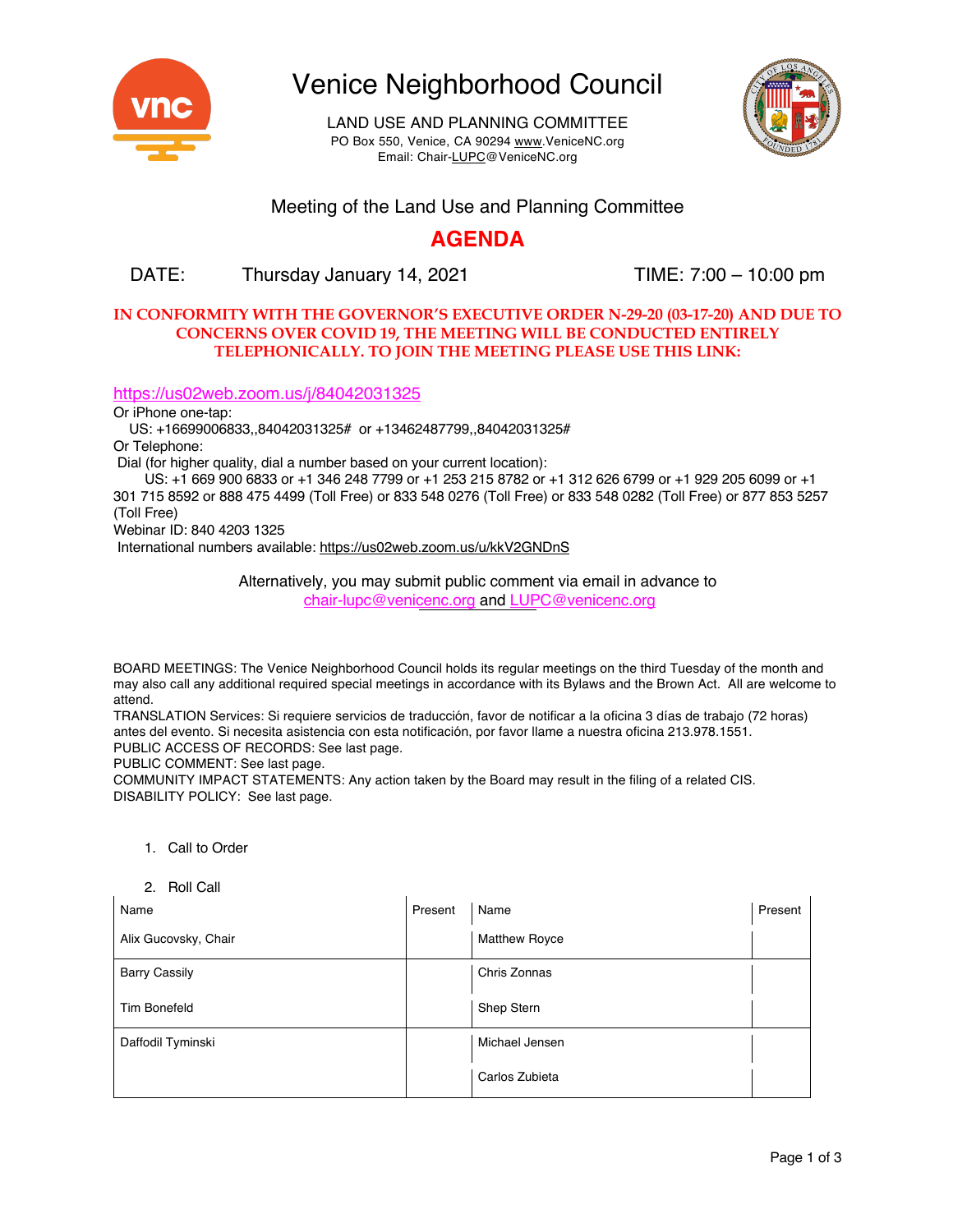# Venice Neighborhood Council

LAND USE AND PLANNING COMMITTEE
PO Box 550, Venice, CA 90294 www.VeniceNC.org
Email: Chair-LUPC@VeniceNC.org

## Meeting of the Land Use and Planning Committee

## AGENDA

DATE: Thursday January 14, 2021 TIME: 7:00 – 10:00 pm

**IN CONFORMITY WITH THE GOVERNOR'S EXECUTIVE ORDER N-29-20 (03-17-20) AND DUE TO CONCERNS OVER COVID 19, THE MEETING WILL BE CONDUCTED ENTIRELY TELEPHONICALLY. TO JOIN THE MEETING PLEASE USE THIS LINK:**

https://us02web.zoom.us/j/84042031325
Or iPhone one-tap:
US: +16699006833,,84042031325# or +13462487799,,84042031325#
Or Telephone:
Dial (for higher quality, dial a number based on your current location):
US: +1 669 900 6833 or +1 346 248 7799 or +1 253 215 8782 or +1 312 626 6799 or +1 929 205 6099 or +1 301 715 8592 or 888 475 4499 (Toll Free) or 833 548 0276 (Toll Free) or 833 548 0282 (Toll Free) or 877 853 5257 (Toll Free)
Webinar ID: 840 4203 1325
International numbers available: https://us02web.zoom.us/u/kkV2GNDnS

Alternatively, you may submit public comment via email in advance to chair-lupc@venicenc.org and LUPC@venicenc.org

BOARD MEETINGS: The Venice Neighborhood Council holds its regular meetings on the third Tuesday of the month and may also call any additional required special meetings in accordance with its Bylaws and the Brown Act. All are welcome to attend.
TRANSLATION Services: Si requiere servicios de traducción, favor de notificar a la oficina 3 días de trabajo (72 horas) antes del evento. Si necesita asistencia con esta notificación, por favor llame a nuestra oficina 213.978.1551.
PUBLIC ACCESS OF RECORDS: See last page.
PUBLIC COMMENT: See last page.
COMMUNITY IMPACT STATEMENTS: Any action taken by the Board may result in the filing of a related CIS.
DISABILITY POLICY: See last page.

1. Call to Order

2. Roll Call

| Name | Present | Name | Present |
|---|---|---|---|
| Alix Gucovsky, Chair | | Matthew Royce | |
| Barry Cassily | | Chris Zonnas | |
| Tim Bonefeld | | Shep Stern | |
| Daffodil Tyminski | | Michael Jensen | |
| | | Carlos Zubieta | |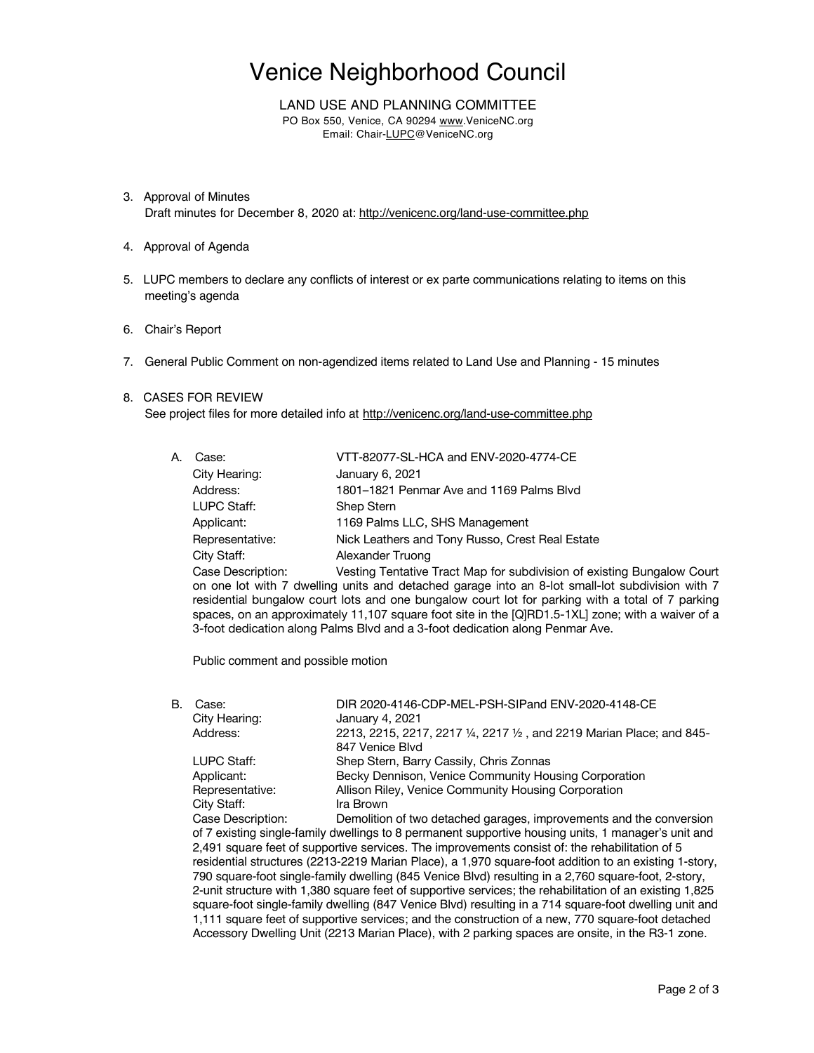# Venice Neighborhood Council

LAND USE AND PLANNING COMMITTEE
PO Box 550, Venice, CA 90294 www.VeniceNC.org
Email: Chair-LUPC@VeniceNC.org

3. Approval of Minutes
   Draft minutes for December 8, 2020 at: http://venicenc.org/land-use-committee.php

4. Approval of Agenda

5. LUPC members to declare any conflicts of interest or ex parte communications relating to items on this meeting's agenda

6. Chair's Report

7. General Public Comment on non-agendized items related to Land Use and Planning - 15 minutes

8. CASES FOR REVIEW
   See project files for more detailed info at http://venicenc.org/land-use-committee.php

   A. Case: VTT-82077-SL-HCA and ENV-2020-4774-CE
      City Hearing: January 6, 2021
      Address: 1801–1821 Penmar Ave and 1169 Palms Blvd
      LUPC Staff: Shep Stern
      Applicant: 1169 Palms LLC, SHS Management
      Representative: Nick Leathers and Tony Russo, Crest Real Estate
      City Staff: Alexander Truong
      Case Description: Vesting Tentative Tract Map for subdivision of existing Bungalow Court on one lot with 7 dwelling units and detached garage into an 8-lot small-lot subdivision with 7 residential bungalow court lots and one bungalow court lot for parking with a total of 7 parking spaces, on an approximately 11,107 square foot site in the [Q]RD1.5-1XL] zone; with a waiver of a 3-foot dedication along Palms Blvd and a 3-foot dedication along Penmar Ave.

      Public comment and possible motion

   B. Case: DIR 2020-4146-CDP-MEL-PSH-SIPand ENV-2020-4148-CE
      City Hearing: January 4, 2021
      Address: 2213, 2215, 2217, 2217 ¼, 2217 ½ , and 2219 Marian Place; and 845-847 Venice Blvd
      LUPC Staff: Shep Stern, Barry Cassily, Chris Zonnas
      Applicant: Becky Dennison, Venice Community Housing Corporation
      Representative: Allison Riley, Venice Community Housing Corporation
      City Staff: Ira Brown
      Case Description: Demolition of two detached garages, improvements and the conversion of 7 existing single-family dwellings to 8 permanent supportive housing units, 1 manager's unit and 2,491 square feet of supportive services. The improvements consist of: the rehabilitation of 5 residential structures (2213-2219 Marian Place), a 1,970 square-foot addition to an existing 1-story, 790 square-foot single-family dwelling (845 Venice Blvd) resulting in a 2,760 square-foot, 2-story, 2-unit structure with 1,380 square feet of supportive services; the rehabilitation of an existing 1,825 square-foot single-family dwelling (847 Venice Blvd) resulting in a 714 square-foot dwelling unit and 1,111 square feet of supportive services; and the construction of a new, 770 square-foot detached Accessory Dwelling Unit (2213 Marian Place), with 2 parking spaces are onsite, in the R3-1 zone.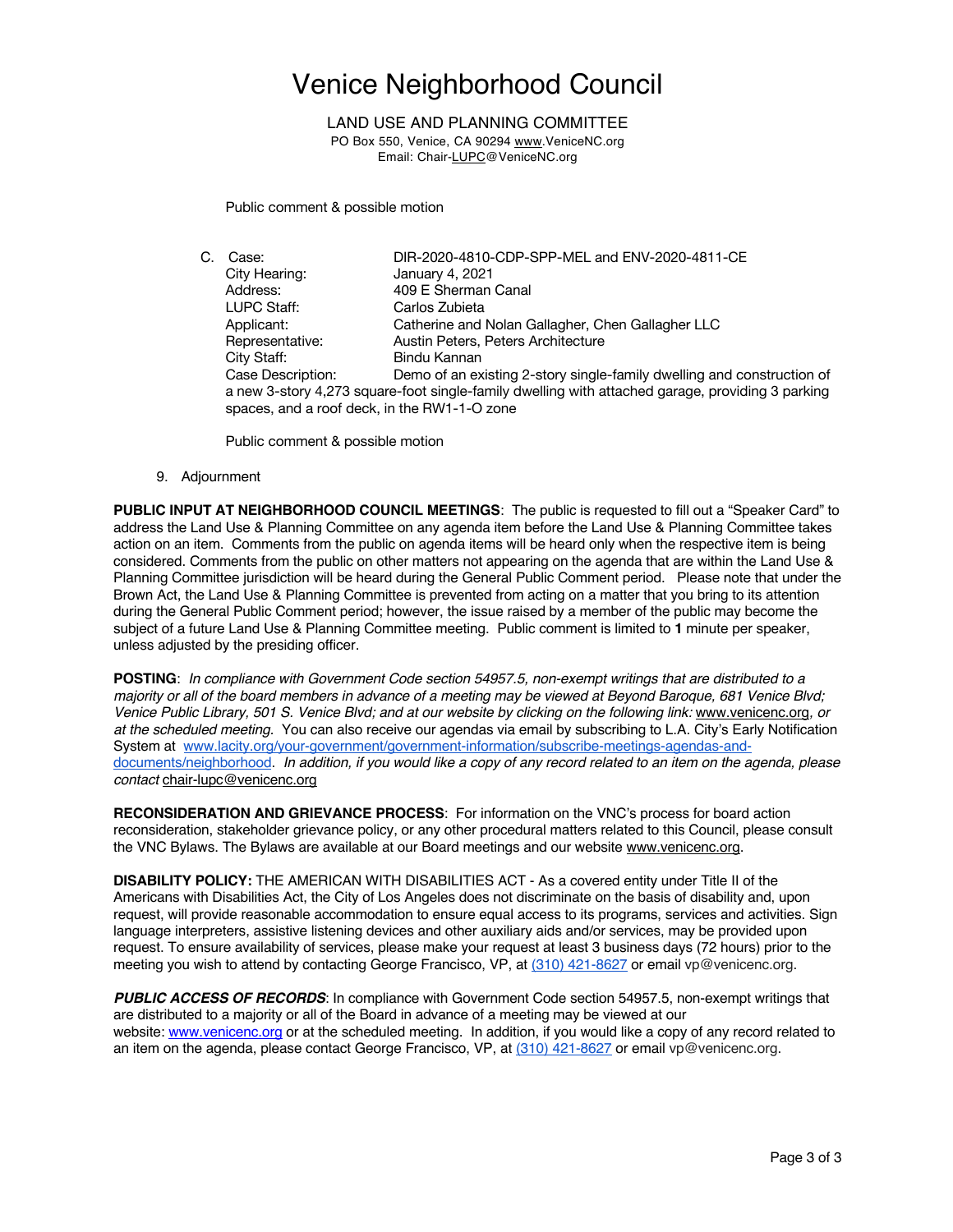# Venice Neighborhood Council

LAND USE AND PLANNING COMMITTEE
PO Box 550, Venice, CA 90294 www.VeniceNC.org
Email: Chair-LUPC@VeniceNC.org

Public comment & possible motion

C. Case: DIR-2020-4810-CDP-SPP-MEL and ENV-2020-4811-CE
City Hearing: January 4, 2021
Address: 409 E Sherman Canal
LUPC Staff: Carlos Zubieta
Applicant: Catherine and Nolan Gallagher, Chen Gallagher LLC
Representative: Austin Peters, Peters Architecture
City Staff: Bindu Kannan
Case Description: Demo of an existing 2-story single-family dwelling and construction of a new 3-story 4,273 square-foot single-family dwelling with attached garage, providing 3 parking spaces, and a roof deck, in the RW1-1-O zone

Public comment & possible motion

9. Adjournment

**PUBLIC INPUT AT NEIGHBORHOOD COUNCIL MEETINGS**: The public is requested to fill out a "Speaker Card" to address the Land Use & Planning Committee on any agenda item before the Land Use & Planning Committee takes action on an item. Comments from the public on agenda items will be heard only when the respective item is being considered. Comments from the public on other matters not appearing on the agenda that are within the Land Use & Planning Committee jurisdiction will be heard during the General Public Comment period. Please note that under the Brown Act, the Land Use & Planning Committee is prevented from acting on a matter that you bring to its attention during the General Public Comment period; however, the issue raised by a member of the public may become the subject of a future Land Use & Planning Committee meeting. Public comment is limited to **1** minute per speaker, unless adjusted by the presiding officer.

**POSTING**: *In compliance with Government Code section 54957.5, non-exempt writings that are distributed to a majority or all of the board members in advance of a meeting may be viewed at Beyond Baroque, 681 Venice Blvd; Venice Public Library, 501 S. Venice Blvd; and at our website by clicking on the following link:* www.venicenc.org*, or at the scheduled meeting.* You can also receive our agendas via email by subscribing to L.A. City's Early Notification System at www.lacity.org/your-government/government-information/subscribe-meetings-agendas-and-documents/neighborhood. *In addition, if you would like a copy of any record related to an item on the agenda, please contact* chair-lupc@venicenc.org

**RECONSIDERATION AND GRIEVANCE PROCESS**: For information on the VNC's process for board action reconsideration, stakeholder grievance policy, or any other procedural matters related to this Council, please consult the VNC Bylaws. The Bylaws are available at our Board meetings and our website www.venicenc.org.

**DISABILITY POLICY:** THE AMERICAN WITH DISABILITIES ACT - As a covered entity under Title II of the Americans with Disabilities Act, the City of Los Angeles does not discriminate on the basis of disability and, upon request, will provide reasonable accommodation to ensure equal access to its programs, services and activities. Sign language interpreters, assistive listening devices and other auxiliary aids and/or services, may be provided upon request. To ensure availability of services, please make your request at least 3 business days (72 hours) prior to the meeting you wish to attend by contacting George Francisco, VP, at (310) 421-8627 or email vp@venicenc.org.

***PUBLIC ACCESS OF RECORDS***: In compliance with Government Code section 54957.5, non-exempt writings that are distributed to a majority or all of the Board in advance of a meeting may be viewed at our website: www.venicenc.org or at the scheduled meeting. In addition, if you would like a copy of any record related to an item on the agenda, please contact George Francisco, VP, at (310) 421-8627 or email vp@venicenc.org.